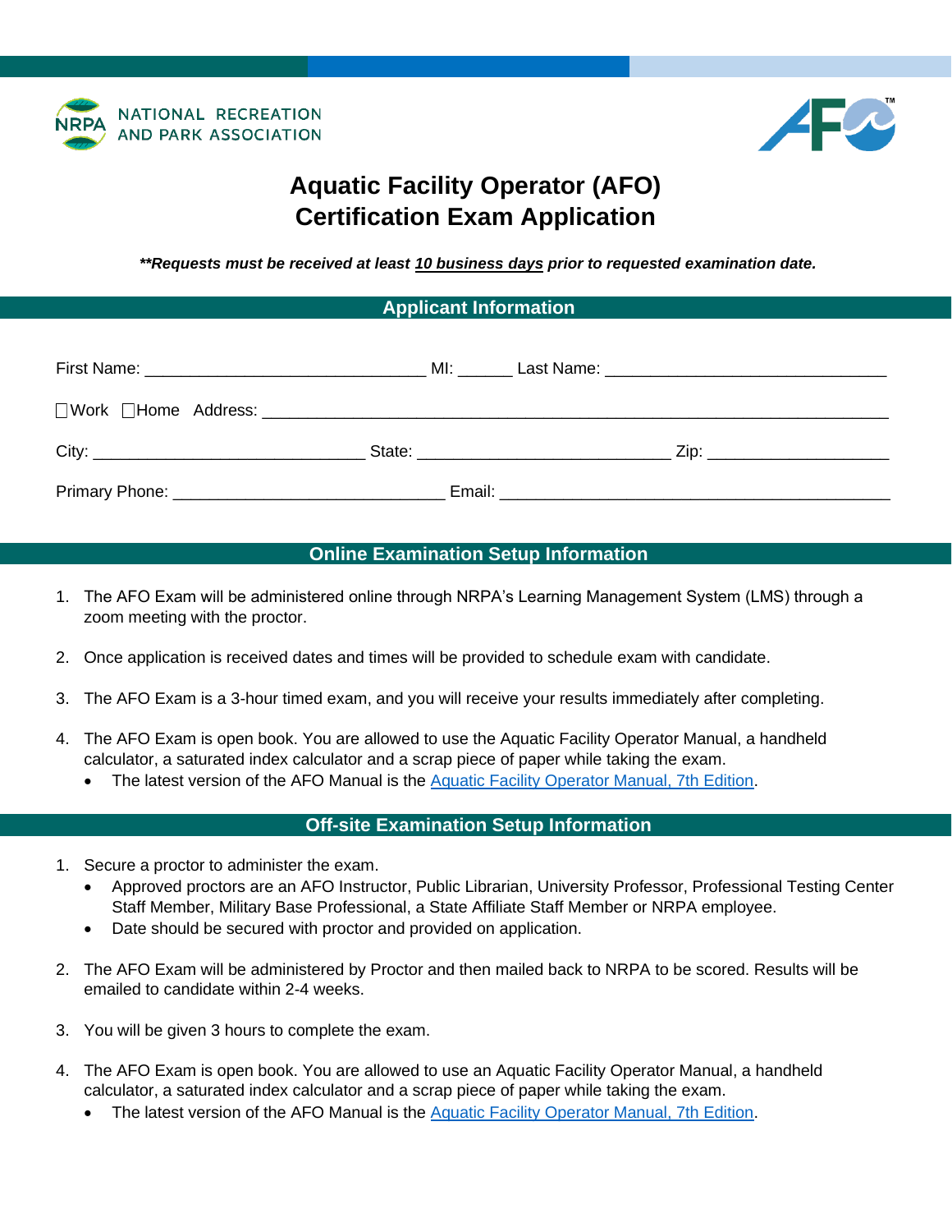NATIONAL RECREATION AND PARK ASSOCIATION

# Aquatic Facility Operator (AFO) Certification Exam Application

***\*\*Requests must be received at least <u>10 business days</u> prior to requested examination date.***

## Applicant Information

First Name: ______________________________ MI: ______ Last Name: ______________________________

☐Work ☐Home Address: ______________________________________________________________________

City: ______________________________ State: ____________________________ Zip: ____________________

Primary Phone: ______________________________ Email: ____________________________________________

## Online Examination Setup Information

1. The AFO Exam will be administered online through NRPA's Learning Management System (LMS) through a zoom meeting with the proctor.
2. Once application is received dates and times will be provided to schedule exam with candidate.
3. The AFO Exam is a 3-hour timed exam, and you will receive your results immediately after completing.
4. The AFO Exam is open book. You are allowed to use the Aquatic Facility Operator Manual, a handheld calculator, a saturated index calculator and a scrap piece of paper while taking the exam.
   - The latest version of the AFO Manual is the Aquatic Facility Operator Manual, 7th Edition.

## Off-site Examination Setup Information

1. Secure a proctor to administer the exam.
   - Approved proctors are an AFO Instructor, Public Librarian, University Professor, Professional Testing Center Staff Member, Military Base Professional, a State Affiliate Staff Member or NRPA employee.
   - Date should be secured with proctor and provided on application.
2. The AFO Exam will be administered by Proctor and then mailed back to NRPA to be scored. Results will be emailed to candidate within 2-4 weeks.
3. You will be given 3 hours to complete the exam.
4. The AFO Exam is open book. You are allowed to use an Aquatic Facility Operator Manual, a handheld calculator, a saturated index calculator and a scrap piece of paper while taking the exam.
   - The latest version of the AFO Manual is the Aquatic Facility Operator Manual, 7th Edition.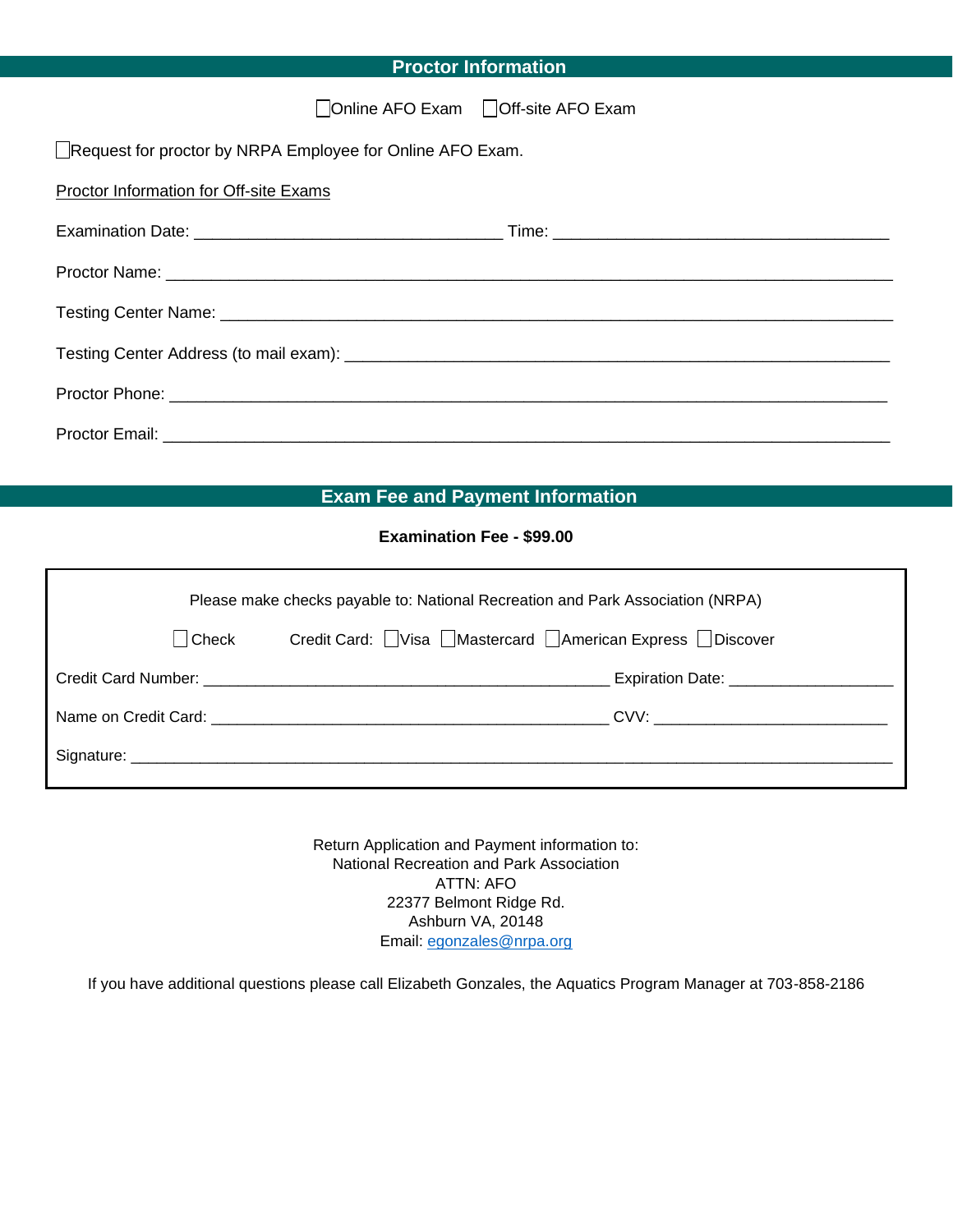## Proctor Information

☐ Online AFO Exam ☐ Off-site AFO Exam

☐ Request for proctor by NRPA Employee for Online AFO Exam.

<u>Proctor Information for Off-site Exams</u>

Examination Date: ________________________________ Time: ___________________________________

Proctor Name: ___________________________________________________________________________

Testing Center Name: ______________________________________________________________________

Testing Center Address (to mail exam): _______________________________________________________

Proctor Phone: __________________________________________________________________________

Proctor Email: ___________________________________________________________________________

## Exam Fee and Payment Information

**Examination Fee - $99.00**

Please make checks payable to: National Recreation and Park Association (NRPA)

☐ Check Credit Card: ☐ Visa ☐ Mastercard ☐ American Express ☐ Discover

Credit Card Number: __________________________________________ Expiration Date: _________________

Name on Credit Card: _________________________________________ CVV: ________________________

Signature: _______________________________________________________________________________

Return Application and Payment information to:
National Recreation and Park Association
ATTN: AFO
22377 Belmont Ridge Rd.
Ashburn VA, 20148
Email: egonzales@nrpa.org

If you have additional questions please call Elizabeth Gonzales, the Aquatics Program Manager at 703-858-2186